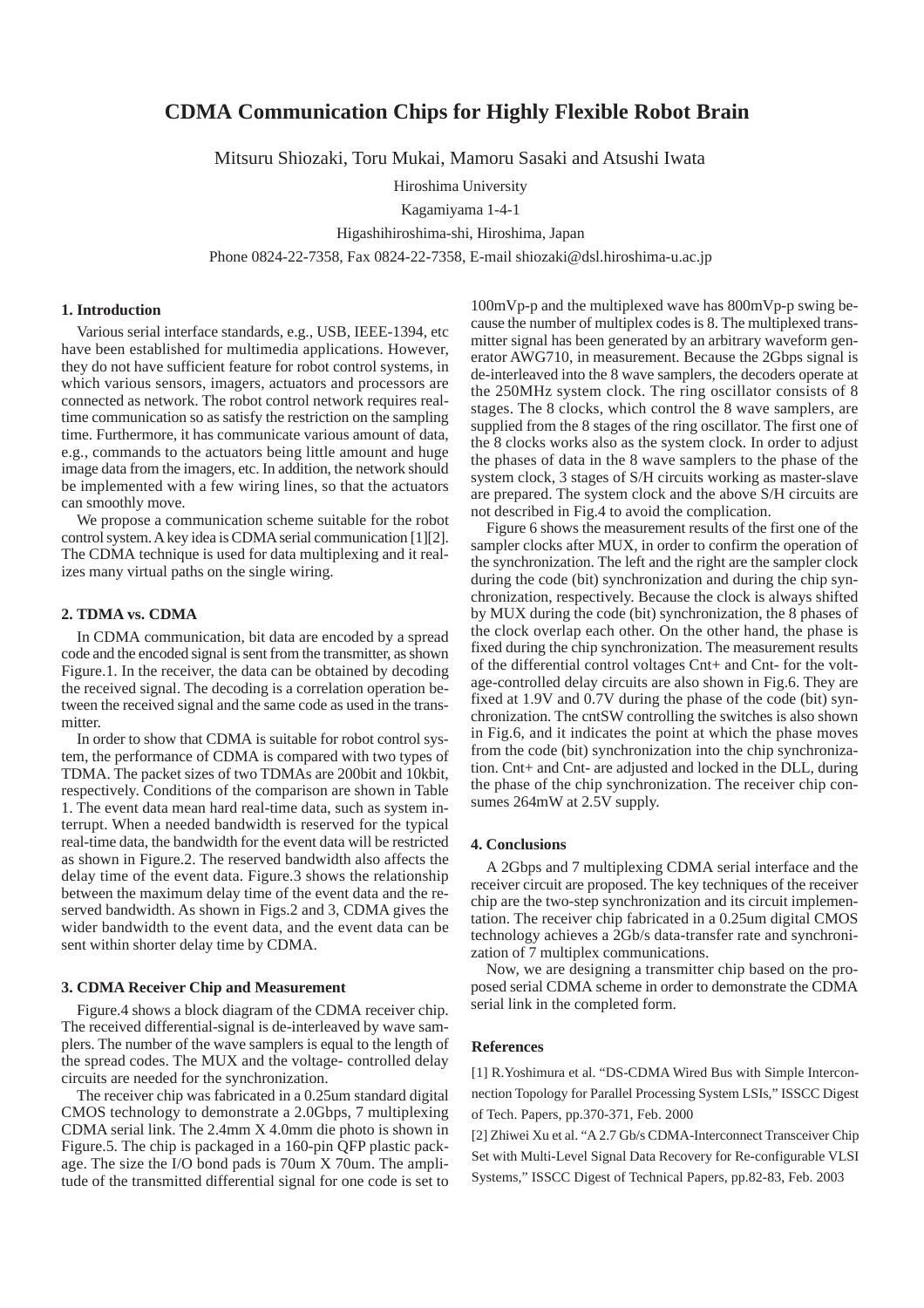# CDMA Communication Chips for Highly Flexible Robot Brain

Mitsuru Shiozaki, Toru Mukai, Mamoru Sasaki and Atsushi Iwata

Hiroshima University

Kagamiyama 1-4-1

Higashihiroshima-shi, Hiroshima, Japan

Phone 0824-22-7358, Fax 0824-22-7358, E-mail shiozaki@dsl.hiroshima-u.ac.jp

## 1. Introduction

Various serial interface standards, e.g., USB, IEEE-1394, etc have been established for multimedia applications. However, they do not have sufficient feature for robot control systems, in which various sensors, imagers, actuators and processors are connected as network. The robot control network requires real-time communication so as satisfy the restriction on the sampling time. Furthermore, it has communicate various amount of data, e.g., commands to the actuators being little amount and huge image data from the imagers, etc. In addition, the network should be implemented with a few wiring lines, so that the actuators can smoothly move.

We propose a communication scheme suitable for the robot control system. A key idea is CDMA serial communication [1][2]. The CDMA technique is used for data multiplexing and it realizes many virtual paths on the single wiring.

## 2. TDMA vs. CDMA

In CDMA communication, bit data are encoded by a spread code and the encoded signal is sent from the transmitter, as shown Figure.1. In the receiver, the data can be obtained by decoding the received signal. The decoding is a correlation operation between the received signal and the same code as used in the transmitter.

In order to show that CDMA is suitable for robot control system, the performance of CDMA is compared with two types of TDMA. The packet sizes of two TDMAs are 200bit and 10kbit, respectively. Conditions of the comparison are shown in Table 1. The event data mean hard real-time data, such as system interrupt. When a needed bandwidth is reserved for the typical real-time data, the bandwidth for the event data will be restricted as shown in Figure.2. The reserved bandwidth also affects the delay time of the event data. Figure.3 shows the relationship between the maximum delay time of the event data and the reserved bandwidth. As shown in Figs.2 and 3, CDMA gives the wider bandwidth to the event data, and the event data can be sent within shorter delay time by CDMA.

## 3. CDMA Receiver Chip and Measurement

Figure.4 shows a block diagram of the CDMA receiver chip. The received differential-signal is de-interleaved by wave samplers. The number of the wave samplers is equal to the length of the spread codes. The MUX and the voltage- controlled delay circuits are needed for the synchronization.

The receiver chip was fabricated in a 0.25um standard digital CMOS technology to demonstrate a 2.0Gbps, 7 multiplexing CDMA serial link. The 2.4mm X 4.0mm die photo is shown in Figure.5. The chip is packaged in a 160-pin QFP plastic package. The size the I/O bond pads is 70um X 70um. The amplitude of the transmitted differential signal for one code is set to 100mVp-p and the multiplexed wave has 800mVp-p swing because the number of multiplex codes is 8. The multiplexed transmitter signal has been generated by an arbitrary waveform generator AWG710, in measurement. Because the 2Gbps signal is de-interleaved into the 8 wave samplers, the decoders operate at the 250MHz system clock. The ring oscillator consists of 8 stages. The 8 clocks, which control the 8 wave samplers, are supplied from the 8 stages of the ring oscillator. The first one of the 8 clocks works also as the system clock. In order to adjust the phases of data in the 8 wave samplers to the phase of the system clock, 3 stages of S/H circuits working as master-slave are prepared. The system clock and the above S/H circuits are not described in Fig.4 to avoid the complication.

Figure 6 shows the measurement results of the first one of the sampler clocks after MUX, in order to confirm the operation of the synchronization. The left and the right are the sampler clock during the code (bit) synchronization and during the chip synchronization, respectively. Because the clock is always shifted by MUX during the code (bit) synchronization, the 8 phases of the clock overlap each other. On the other hand, the phase is fixed during the chip synchronization. The measurement results of the differential control voltages Cnt+ and Cnt- for the voltage-controlled delay circuits are also shown in Fig.6. They are fixed at 1.9V and 0.7V during the phase of the code (bit) synchronization. The cntSW controlling the switches is also shown in Fig.6, and it indicates the point at which the phase moves from the code (bit) synchronization into the chip synchronization. Cnt+ and Cnt- are adjusted and locked in the DLL, during the phase of the chip synchronization. The receiver chip consumes 264mW at 2.5V supply.

## 4. Conclusions

A 2Gbps and 7 multiplexing CDMA serial interface and the receiver circuit are proposed. The key techniques of the receiver chip are the two-step synchronization and its circuit implementation. The receiver chip fabricated in a 0.25um digital CMOS technology achieves a 2Gb/s data-transfer rate and synchronization of 7 multiplex communications.

Now, we are designing a transmitter chip based on the proposed serial CDMA scheme in order to demonstrate the CDMA serial link in the completed form.

## References

[1] R.Yoshimura et al. "DS-CDMA Wired Bus with Simple Interconnection Topology for Parallel Processing System LSIs," ISSCC Digest of Tech. Papers, pp.370-371, Feb. 2000

[2] Zhiwei Xu et al. "A 2.7 Gb/s CDMA-Interconnect Transceiver Chip Set with Multi-Level Signal Data Recovery for Re-configurable VLSI Systems," ISSCC Digest of Technical Papers, pp.82-83, Feb. 2003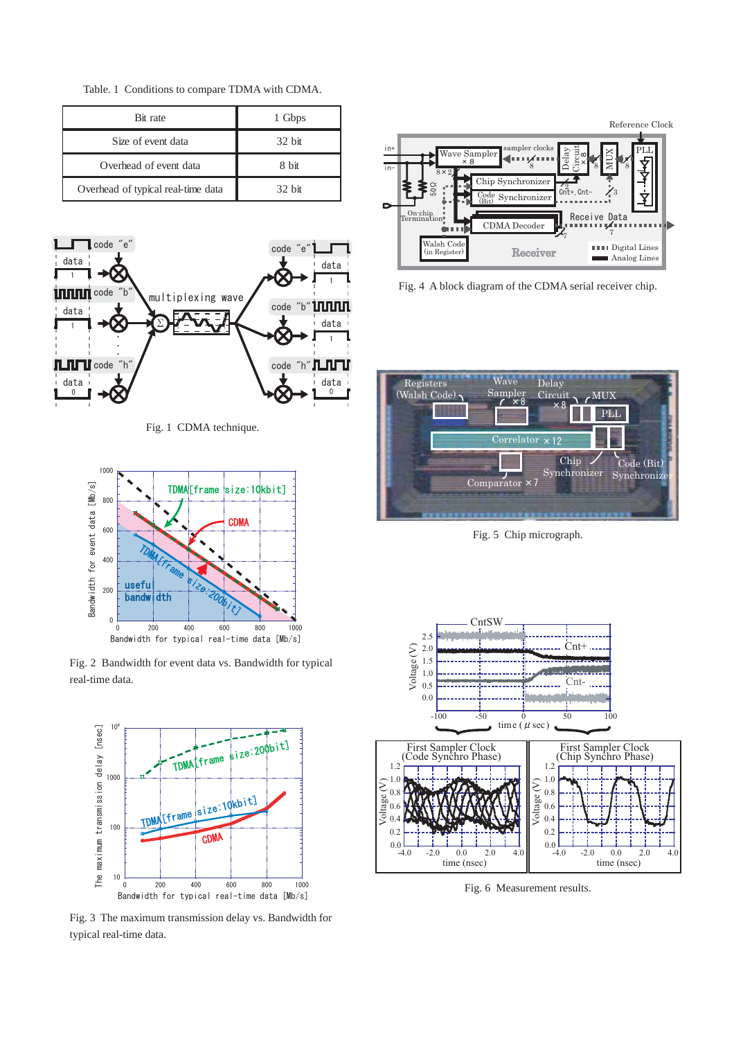Table. 1 Conditions to compare TDMA with CDMA.

| | |
|---|---|
| Bit rate | 1 Gbps |
| Size of event data | 32 bit |
| Overhead of event data | 8 bit |
| Overhead of typical real-time data | 32 bit |

code "e"
data
1
code "b"
data
1
code "h"
data
0
multiplexing wave
Σ

Fig. 1 CDMA technique.

1000
800
600
400
200
0
Bandwidth for event data [Mb/s]
TDMA[frame size:10kbit]
CDMA
TDMA[frame size:200bit]
useful bandwidth
0 200 400 600 800 1000
Bandwidth for typical real-time data [Mb/s]

Fig. 2 Bandwidth for event data vs. Bandwidth for typical real-time data.

$10^4$
1000
100
10
The maximum transmission delay [nsec]
TDMA[frame size:200bit]
TDMA[frame size:10kbit]
CDMA
0 200 400 600 800 1000
Bandwidth for typical real-time data [Mb/s]

Fig. 3 The maximum transmission delay vs. Bandwidth for typical real-time data.

Reference Clock
in+
in−
Wave Sampler ×8
sampler clocks
8×2
50Ω
On-chip Termination
Delay Circuit ×8
MUX
PLL
8
Chip Synchronizer
Code (Bit) Synchronizer
Cnt+, Cnt−
2
3
Receive Data
CDMA Decoder
7
Walsh Code (in Register)
Receiver
Digital Lines
Analog Lines

Fig. 4 A block diagram of the CDMA serial receiver chip.

Registers (Walsh Code)
Wave Sampler ×8
Delay Circuit ×8
MUX
PLL
Correlator ×12
Chip Synchronizer
Code (Bit) Synchronizer
Comparator ×7

Fig. 5 Chip micrograph.

CntSW
Cnt+
Cnt−
Voltage (V)
2.5
2.0
1.5
1.0
0.5
0.0
-100 -50 0 50 100
time ( $\mu$ sec )

First Sampler Clock (Code Synchro Phase)
Voltage (V)
1.2 1.0 0.8 0.6 0.4 0.2 0.0
-4.0 -2.0 0.0 2.0 4.0
time (nsec)

First Sampler Clock (Chip Synchro Phase)
Voltage (V)
1.2 1.0 0.8 0.6 0.4 0.2 0.0
-4.0 -2.0 0.0 2.0 4.0
time (nsec)

Fig. 6 Measurement results.